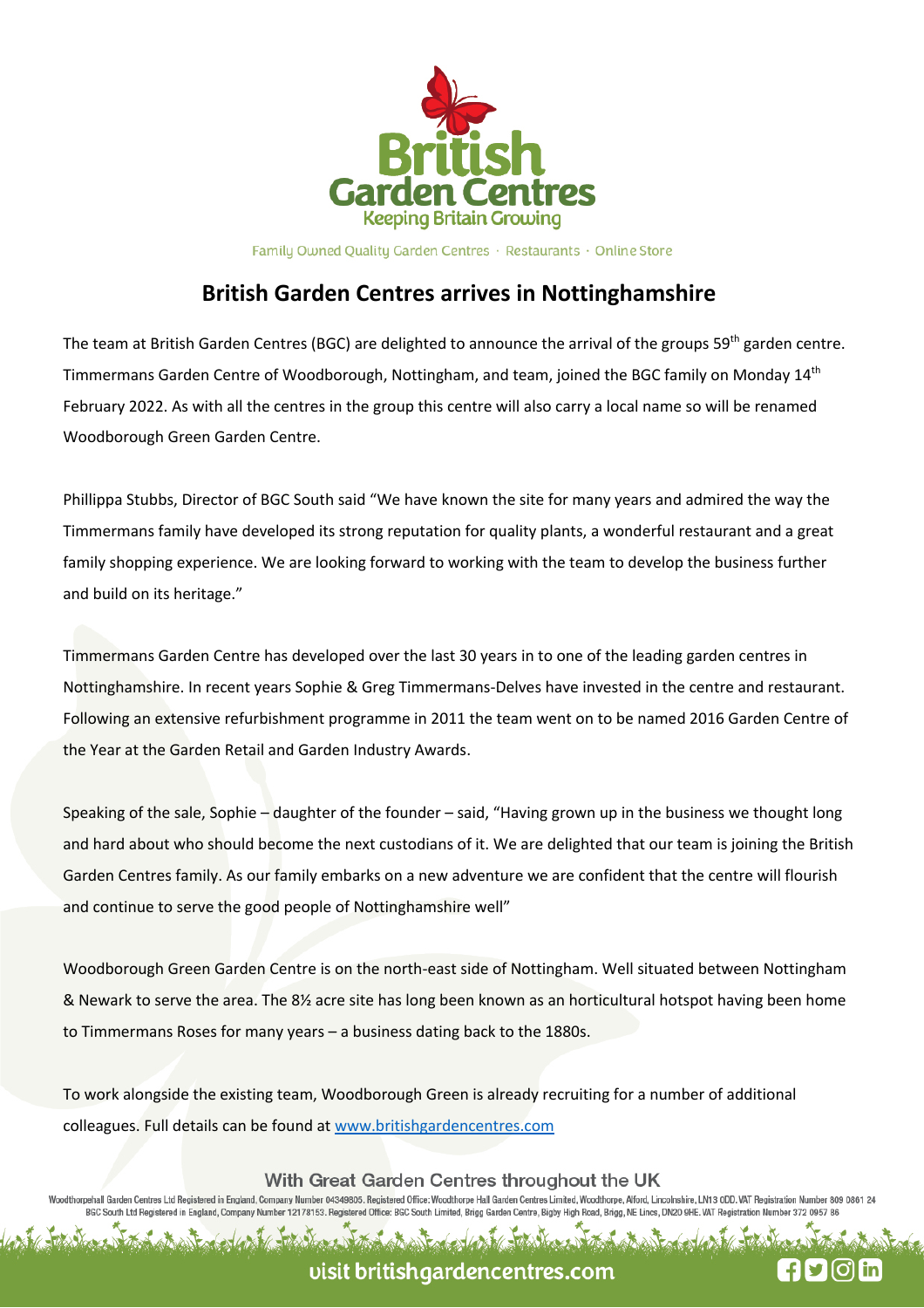Family Owned Quality Garden Centres · Restaurants · Online Store

# British Garden Centres arrives in Nottinghamshire

The team at British Garden Centres (BGC) are delighted to announce the arrival of the groups 59th garden centre. Timmermans Garden Centre of Woodborough, Nottingham, and team, joined the BGC family on Monday 14th February 2022. As with all the centres in the group this centre will also carry a local name so will be renamed Woodborough Green Garden Centre.

Phillippa Stubbs, Director of BGC South said "We have known the site for many years and admired the way the Timmermans family have developed its strong reputation for quality plants, a wonderful restaurant and a great family shopping experience. We are looking forward to working with the team to develop the business further and build on its heritage."

Timmermans Garden Centre has developed over the last 30 years in to one of the leading garden centres in Nottinghamshire. In recent years Sophie & Greg Timmermans-Delves have invested in the centre and restaurant. Following an extensive refurbishment programme in 2011 the team went on to be named 2016 Garden Centre of the Year at the Garden Retail and Garden Industry Awards.

Speaking of the sale, Sophie – daughter of the founder – said, "Having grown up in the business we thought long and hard about who should become the next custodians of it. We are delighted that our team is joining the British Garden Centres family. As our family embarks on a new adventure we are confident that the centre will flourish and continue to serve the good people of Nottinghamshire well"

Woodborough Green Garden Centre is on the north-east side of Nottingham. Well situated between Nottingham & Newark to serve the area. The 8½ acre site has long been known as an horticultural hotspot having been home to Timmermans Roses for many years – a business dating back to the 1880s.

To work alongside the existing team, Woodborough Green is already recruiting for a number of additional colleagues. Full details can be found at [www.britishgardencentres.com](www.britishgardencentres.com)

With Great Garden Centres throughout the UK

Woodthorpehall Garden Centres Ltd Registered in England, Company Number 04349805. Registered Office: Woodthorpe Hall Garden Centres Limited, Woodthorpe, Alford, Lincolnshire, LN13 0DD. VAT Registration Number 809 0861 24
BGC South Ltd Registered in England, Company Number 12178153. Registered Office: BGC South Limited, Brigg Garden Centre, Bigby High Road, Brigg, NE Lincs, DN20 9HE. VAT Registration Number 372 0957 86

visit britishgardencentres.com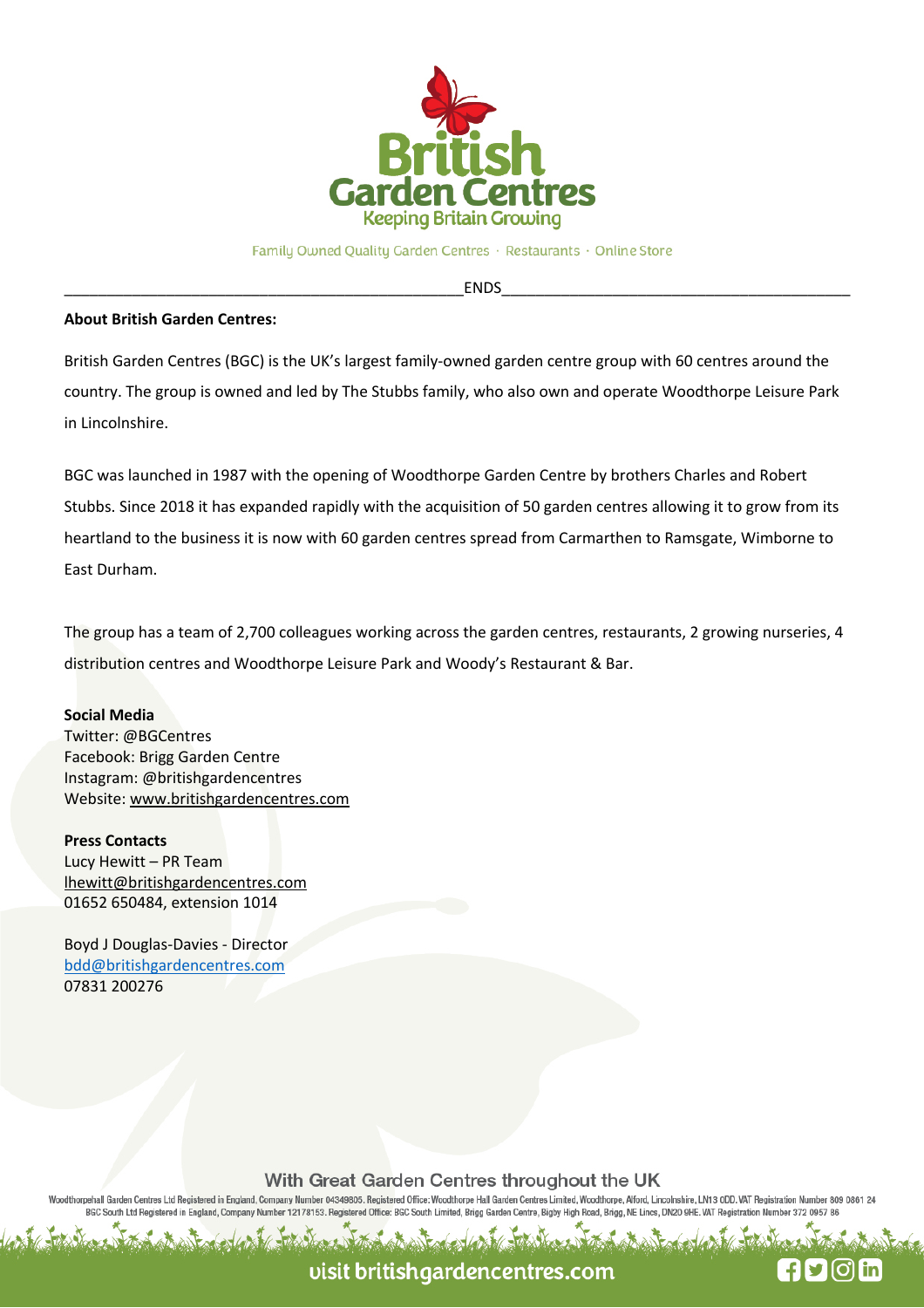ENDS

**About British Garden Centres:**

British Garden Centres (BGC) is the UK's largest family-owned garden centre group with 60 centres around the country. The group is owned and led by The Stubbs family, who also own and operate Woodthorpe Leisure Park in Lincolnshire.

BGC was launched in 1987 with the opening of Woodthorpe Garden Centre by brothers Charles and Robert Stubbs. Since 2018 it has expanded rapidly with the acquisition of 50 garden centres allowing it to grow from its heartland to the business it is now with 60 garden centres spread from Carmarthen to Ramsgate, Wimborne to East Durham.

The group has a team of 2,700 colleagues working across the garden centres, restaurants, 2 growing nurseries, 4 distribution centres and Woodthorpe Leisure Park and Woody's Restaurant & Bar.

**Social Media**
Twitter: @BGCentres
Facebook: Brigg Garden Centre
Instagram: @britishgardencentres
Website: www.britishgardencentres.com

**Press Contacts**
Lucy Hewitt – PR Team
lhewitt@britishgardencentres.com
01652 650484, extension 1014

Boyd J Douglas-Davies - Director
bdd@britishgardencentres.com
07831 200276

Woodthorpehall Garden Centres Ltd Registered in England, Company Number 04349805. Registered Office: Woodthorpe Hall Garden Centres Limited, Woodthorpe, Alford, Lincolnshire, LN13 0DD. VAT Registration Number 809 0861 24
BGC South Ltd Registered in England, Company Number 12178153. Registered Office: BGC South Limited, Brigg Garden Centre, Bigby High Road, Brigg, NE Lincs, DN20 9HE. VAT Registration Number 372 0957 86